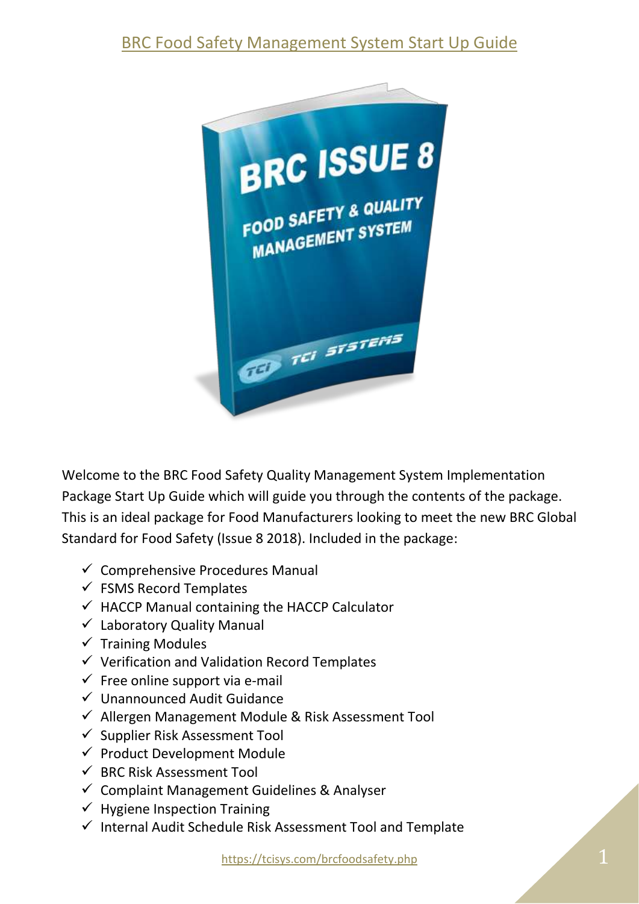# BRC Food Safety Management System Start Up Guide

Welcome to the BRC Food Safety Quality Management System Implementation Package Start Up Guide which will guide you through the contents of the package. This is an ideal package for Food Manufacturers looking to meet the new BRC Global Standard for Food Safety (Issue 8 2018). Included in the package:

- ✓ Comprehensive Procedures Manual
- ✓ FSMS Record Templates
- ✓ HACCP Manual containing the HACCP Calculator
- ✓ Laboratory Quality Manual
- ✓ Training Modules
- ✓ Verification and Validation Record Templates
- ✓ Free online support via e-mail
- ✓ Unannounced Audit Guidance
- ✓ Allergen Management Module & Risk Assessment Tool
- ✓ Supplier Risk Assessment Tool
- ✓ Product Development Module
- ✓ BRC Risk Assessment Tool
- ✓ Complaint Management Guidelines & Analyser
- ✓ Hygiene Inspection Training
- ✓ Internal Audit Schedule Risk Assessment Tool and Template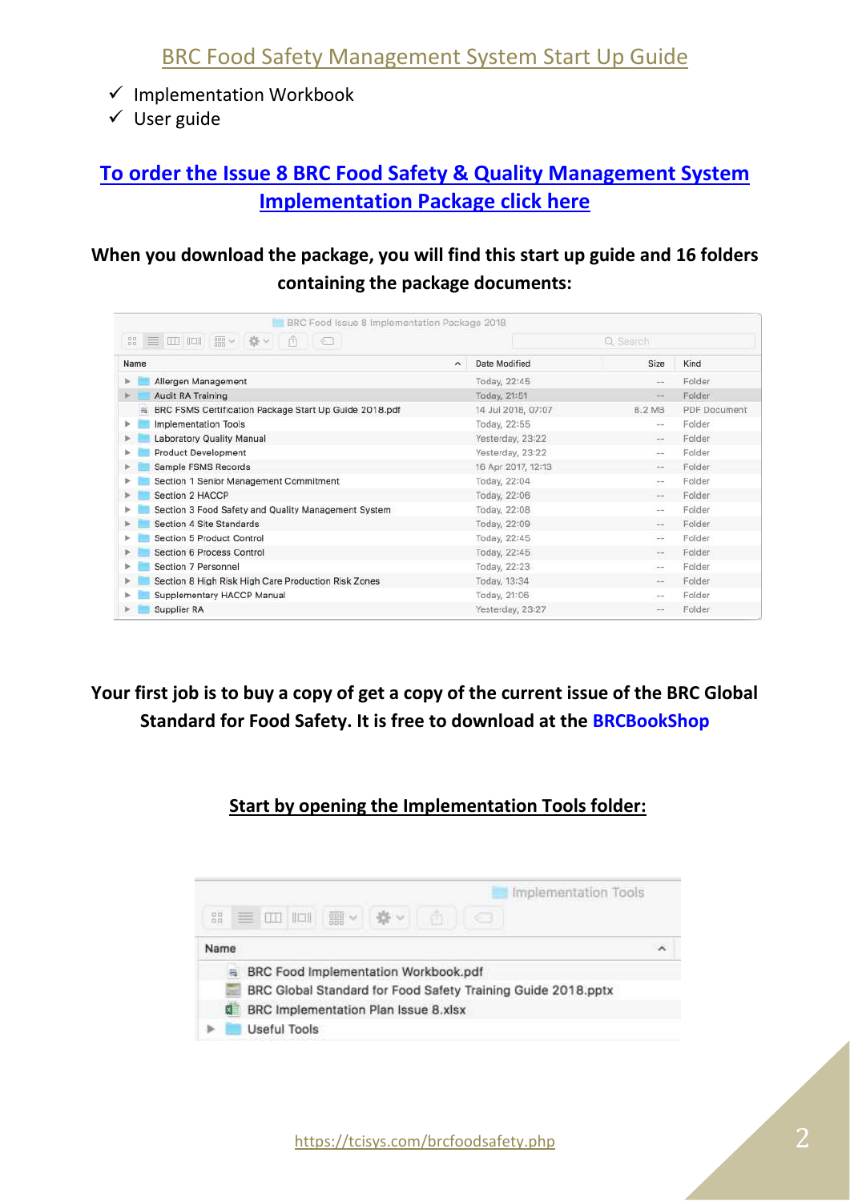## BRC Food Safety Management System Start Up Guide

- ✓ Implementation Workbook
- ✓ User guide

**To order the Issue 8 BRC Food Safety & Quality Management System Implementation Package click here**

**When you download the package, you will find this start up guide and 16 folders containing the package documents:**

BRC Food Issue 8 Implementation Package 2018

| Name | Date Modified | Size | Kind |
|---|---|---|---|
| Allergen Management | Today, 22:45 | -- | Folder |
| Audit RA Training | Today, 21:51 | -- | Folder |
| BRC FSMS Certification Package Start Up Guide 2018.pdf | 14 Jul 2018, 07:07 | 8.2 MB | PDF Document |
| Implementation Tools | Today, 22:55 | -- | Folder |
| Laboratory Quality Manual | Yesterday, 23:22 | -- | Folder |
| Product Development | Yesterday, 23:22 | -- | Folder |
| Sample FSMS Records | 16 Apr 2017, 12:13 | -- | Folder |
| Section 1 Senior Management Commitment | Today, 22:04 | -- | Folder |
| Section 2 HACCP | Today, 22:06 | -- | Folder |
| Section 3 Food Safety and Quality Management System | Today, 22:08 | -- | Folder |
| Section 4 Site Standards | Today, 22:09 | -- | Folder |
| Section 5 Product Control | Today, 22:45 | -- | Folder |
| Section 6 Process Control | Today, 22:45 | -- | Folder |
| Section 7 Personnel | Today, 22:23 | -- | Folder |
| Section 8 High Risk High Care Production Risk Zones | Today, 13:34 | -- | Folder |
| Supplementary HACCP Manual | Today, 21:06 | -- | Folder |
| Supplier RA | Yesterday, 23:27 | -- | Folder |

**Your first job is to buy a copy of get a copy of the current issue of the BRC Global Standard for Food Safety. It is free to download at the BRCBookShop**

**Start by opening the Implementation Tools folder:**

Implementation Tools

| Name |
|---|
| BRC Food Implementation Workbook.pdf |
| BRC Global Standard for Food Safety Training Guide 2018.pptx |
| BRC Implementation Plan Issue 8.xlsx |
| Useful Tools |

https://tcisys.com/brcfoodsafety.php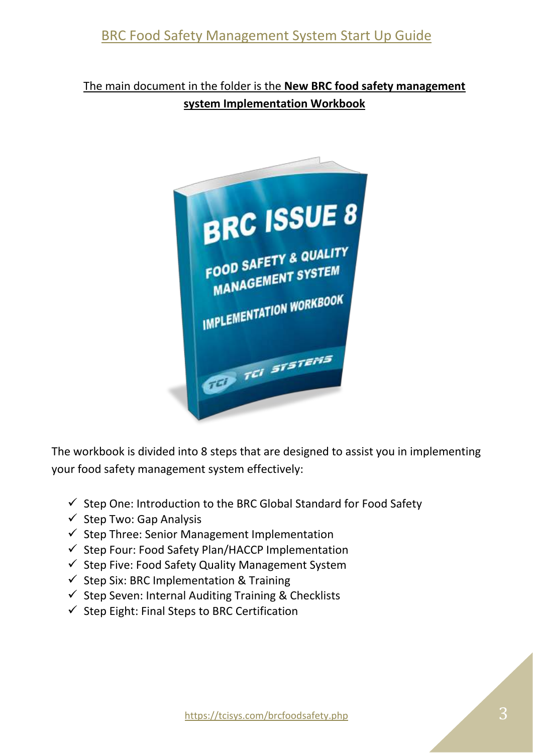The main document in the folder is the **New BRC food safety management system Implementation Workbook**

The workbook is divided into 8 steps that are designed to assist you in implementing your food safety management system effectively:

- ✓ Step One: Introduction to the BRC Global Standard for Food Safety
- ✓ Step Two: Gap Analysis
- ✓ Step Three: Senior Management Implementation
- ✓ Step Four: Food Safety Plan/HACCP Implementation
- ✓ Step Five: Food Safety Quality Management System
- ✓ Step Six: BRC Implementation & Training
- ✓ Step Seven: Internal Auditing Training & Checklists
- ✓ Step Eight: Final Steps to BRC Certification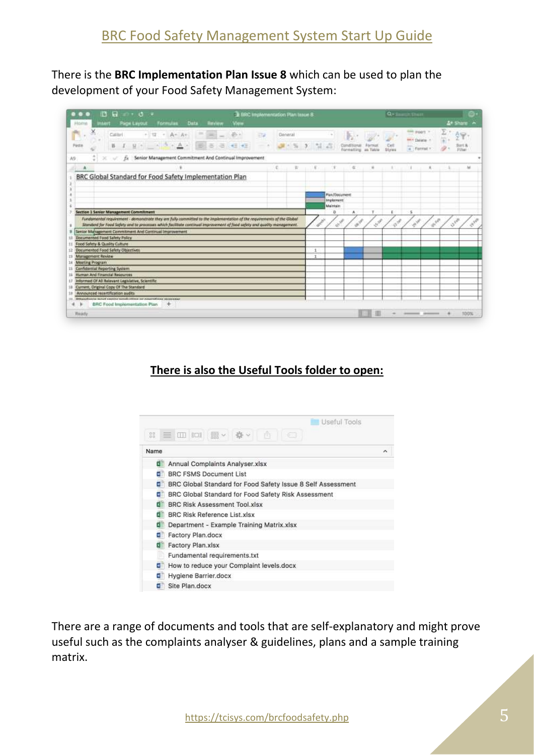There is the **BRC Implementation Plan Issue 8** which can be used to plan the development of your Food Safety Management System:

**There is also the Useful Tools folder to open:**

Useful Tools

| Name |
| --- |
| Annual Complaints Analyser.xlsx |
| BRC FSMS Document List |
| BRC Global Standard for Food Safety Issue 8 Self Assessment |
| BRC Global Standard for Food Safety Risk Assessment |
| BRC Risk Assessment Tool.xlsx |
| BRC Risk Reference List.xlsx |
| Department - Example Training Matrix.xlsx |
| Factory Plan.docx |
| Factory Plan.xlsx |
| Fundamental requirements.txt |
| How to reduce your Complaint levels.docx |
| Hygiene Barrier.docx |
| Site Plan.docx |

There are a range of documents and tools that are self-explanatory and might prove useful such as the complaints analyser & guidelines, plans and a sample training matrix.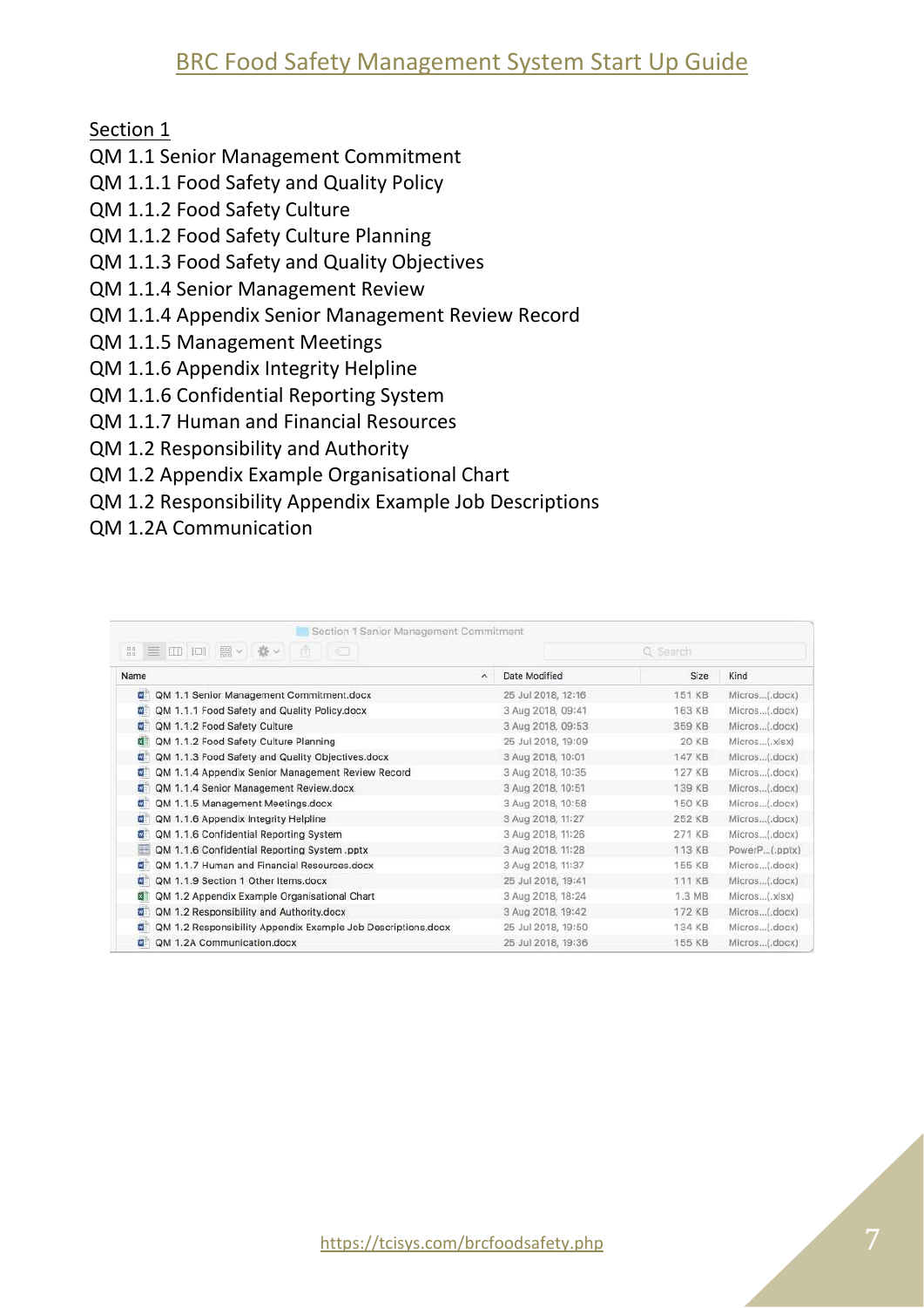## Section 1

QM 1.1 Senior Management Commitment
QM 1.1.1 Food Safety and Quality Policy
QM 1.1.2 Food Safety Culture
QM 1.1.2 Food Safety Culture Planning
QM 1.1.3 Food Safety and Quality Objectives
QM 1.1.4 Senior Management Review
QM 1.1.4 Appendix Senior Management Review Record
QM 1.1.5 Management Meetings
QM 1.1.6 Appendix Integrity Helpline
QM 1.1.6 Confidential Reporting System
QM 1.1.7 Human and Financial Resources
QM 1.2 Responsibility and Authority
QM 1.2 Appendix Example Organisational Chart
QM 1.2 Responsibility Appendix Example Job Descriptions
QM 1.2A Communication

Section 1 Senior Management Commitment

| Name | Date Modified | Size | Kind |
|---|---|---|---|
| QM 1.1 Senior Management Commitment.docx | 25 Jul 2018, 12:16 | 151 KB | Micros...(.docx) |
| QM 1.1.1 Food Safety and Quality Policy.docx | 3 Aug 2018, 09:41 | 163 KB | Micros...(.docx) |
| QM 1.1.2 Food Safety Culture | 3 Aug 2018, 09:53 | 359 KB | Micros...(.docx) |
| QM 1.1.2 Food Safety Culture Planning | 25 Jul 2018, 19:09 | 20 KB | Micros...(.xlsx) |
| QM 1.1.3 Food Safety and Quality Objectives.docx | 3 Aug 2018, 10:01 | 147 KB | Micros...(.docx) |
| QM 1.1.4 Appendix Senior Management Review Record | 3 Aug 2018, 10:35 | 127 KB | Micros...(.docx) |
| QM 1.1.4 Senior Management Review.docx | 3 Aug 2018, 10:51 | 139 KB | Micros...(.docx) |
| QM 1.1.5 Management Meetings.docx | 3 Aug 2018, 10:58 | 150 KB | Micros...(.docx) |
| QM 1.1.6 Appendix Integrity Helpline | 3 Aug 2018, 11:27 | 252 KB | Micros...(.docx) |
| QM 1.1.6 Confidential Reporting System | 3 Aug 2018, 11:26 | 271 KB | Micros...(.docx) |
| QM 1.1.6 Confidential Reporting System .pptx | 3 Aug 2018, 11:28 | 113 KB | PowerP...(.pptx) |
| QM 1.1.7 Human and Financial Resources.docx | 3 Aug 2018, 11:37 | 155 KB | Micros...(.docx) |
| QM 1.1.9 Section 1 Other Items.docx | 25 Jul 2018, 19:41 | 111 KB | Micros...(.docx) |
| QM 1.2 Appendix Example Organisational Chart | 3 Aug 2018, 18:24 | 1.3 MB | Micros...(.xlsx) |
| QM 1.2 Responsibility and Authority.docx | 3 Aug 2018, 19:42 | 172 KB | Micros...(.docx) |
| QM 1.2 Responsibility Appendix Example Job Descriptions.docx | 25 Jul 2018, 19:50 | 134 KB | Micros...(.docx) |
| QM 1.2A Communication.docx | 25 Jul 2018, 19:36 | 155 KB | Micros...(.docx) |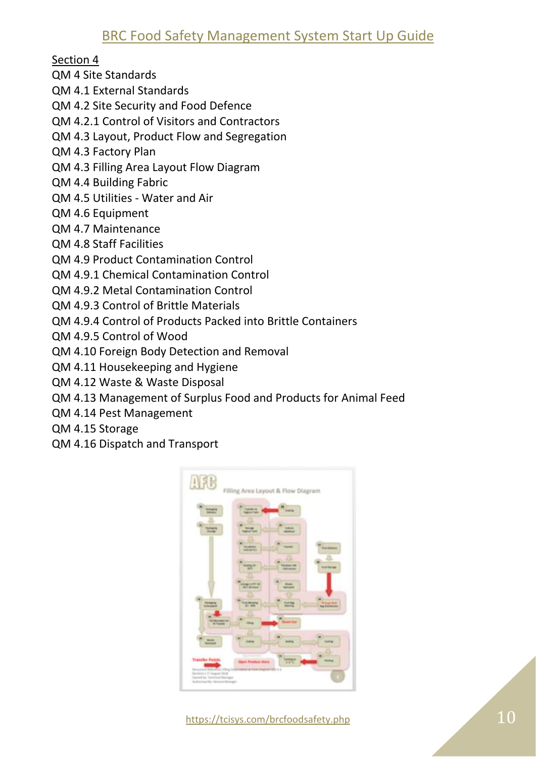Section 4

QM 4 Site Standards
QM 4.1 External Standards
QM 4.2 Site Security and Food Defence
QM 4.2.1 Control of Visitors and Contractors
QM 4.3 Layout, Product Flow and Segregation
QM 4.3 Factory Plan
QM 4.3 Filling Area Layout Flow Diagram
QM 4.4 Building Fabric
QM 4.5 Utilities - Water and Air
QM 4.6 Equipment
QM 4.7 Maintenance
QM 4.8 Staff Facilities
QM 4.9 Product Contamination Control
QM 4.9.1 Chemical Contamination Control
QM 4.9.2 Metal Contamination Control
QM 4.9.3 Control of Brittle Materials
QM 4.9.4 Control of Products Packed into Brittle Containers
QM 4.9.5 Control of Wood
QM 4.10 Foreign Body Detection and Removal
QM 4.11 Housekeeping and Hygiene
QM 4.12 Waste & Waste Disposal
QM 4.13 Management of Surplus Food and Products for Animal Feed
QM 4.14 Pest Management
QM 4.15 Storage
QM 4.16 Dispatch and Transport

https://tcisys.com/brcfoodsafety.php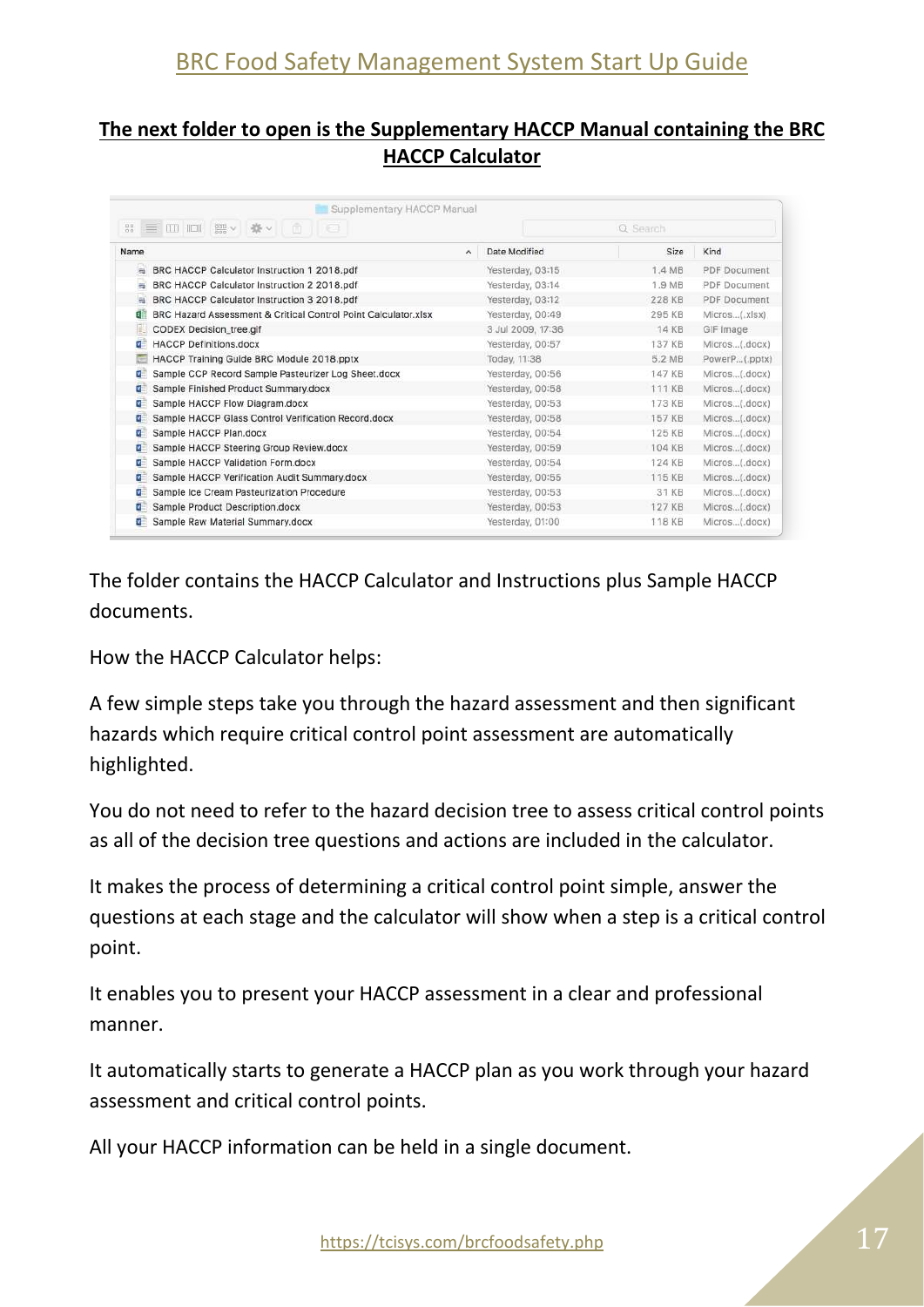## The next folder to open is the Supplementary HACCP Manual containing the BRC HACCP Calculator

Supplementary HACCP Manual

| Name | Date Modified | Size | Kind |
|---|---|---|---|
| BRC HACCP Calculator Instruction 1 2018.pdf | Yesterday, 03:15 | 1.4 MB | PDF Document |
| BRC HACCP Calculator Instruction 2 2018.pdf | Yesterday, 03:14 | 1.9 MB | PDF Document |
| BRC HACCP Calculator Instruction 3 2018.pdf | Yesterday, 03:12 | 228 KB | PDF Document |
| BRC Hazard Assessment & Critical Control Point Calculator.xlsx | Yesterday, 00:49 | 295 KB | Micros...(.xlsx) |
| CODEX Decision_tree.gif | 3 Jul 2009, 17:36 | 14 KB | GIF Image |
| HACCP Definitions.docx | Yesterday, 00:57 | 137 KB | Micros...(.docx) |
| HACCP Training Guide BRC Module 2018.pptx | Today, 11:38 | 5.2 MB | PowerP...(.pptx) |
| Sample CCP Record Sample Pasteurizer Log Sheet.docx | Yesterday, 00:56 | 147 KB | Micros...(.docx) |
| Sample Finished Product Summary.docx | Yesterday, 00:58 | 111 KB | Micros...(.docx) |
| Sample HACCP Flow Diagram.docx | Yesterday, 00:53 | 173 KB | Micros...(.docx) |
| Sample HACCP Glass Control Verification Record.docx | Yesterday, 00:58 | 157 KB | Micros...(.docx) |
| Sample HACCP Plan.docx | Yesterday, 00:54 | 125 KB | Micros...(.docx) |
| Sample HACCP Steering Group Review.docx | Yesterday, 00:59 | 104 KB | Micros...(.docx) |
| Sample HACCP Validation Form.docx | Yesterday, 00:54 | 124 KB | Micros...(.docx) |
| Sample HACCP Verification Audit Summary.docx | Yesterday, 00:55 | 115 KB | Micros...(.docx) |
| Sample Ice Cream Pasteurization Procedure | Yesterday, 00:53 | 31 KB | Micros...(.docx) |
| Sample Product Description.docx | Yesterday, 00:53 | 127 KB | Micros...(.docx) |
| Sample Raw Material Summary.docx | Yesterday, 01:00 | 118 KB | Micros...(.docx) |

The folder contains the HACCP Calculator and Instructions plus Sample HACCP documents.

How the HACCP Calculator helps:

A few simple steps take you through the hazard assessment and then significant hazards which require critical control point assessment are automatically highlighted.

You do not need to refer to the hazard decision tree to assess critical control points as all of the decision tree questions and actions are included in the calculator.

It makes the process of determining a critical control point simple, answer the questions at each stage and the calculator will show when a step is a critical control point.

It enables you to present your HACCP assessment in a clear and professional manner.

It automatically starts to generate a HACCP plan as you work through your hazard assessment and critical control points.

All your HACCP information can be held in a single document.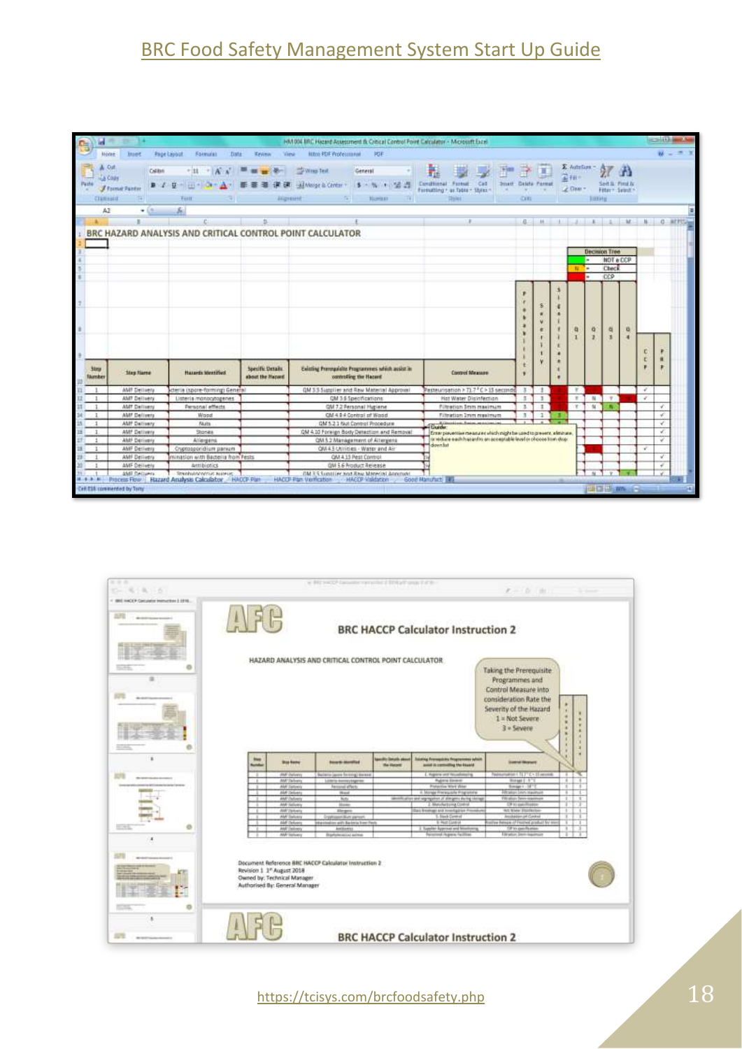BRC Food Safety Management System Start Up Guide

https://tcisys.com/brcfoodsafety.php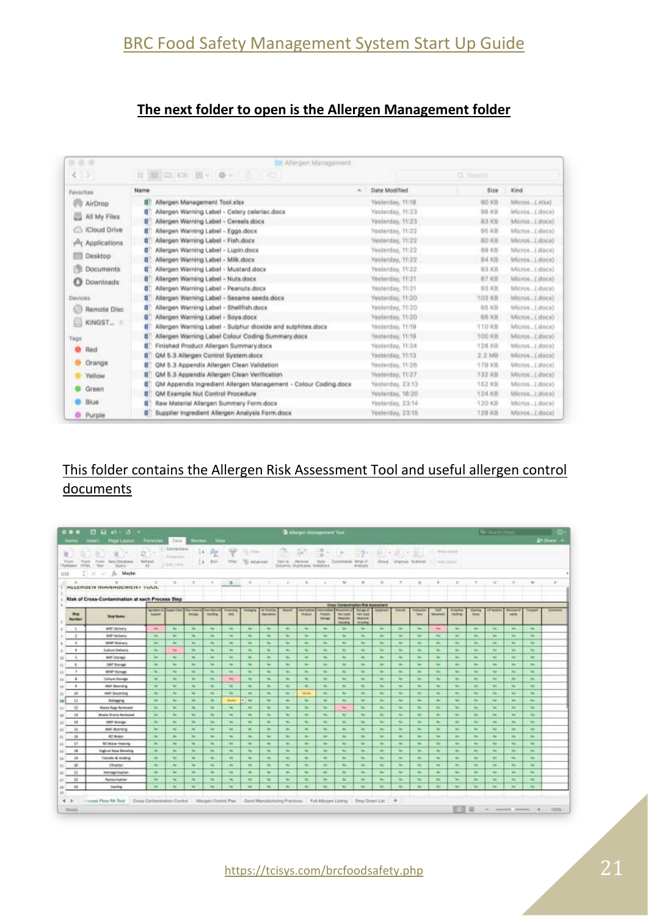## The next folder to open is the Allergen Management folder

| Name | Date Modified | Size | Kind |
|---|---|---|---|
| Allergen Management Tool.xlsx | Yesterday, 11:18 | 90 KB | Micros...(.xlsx) |
| Allergen Warning Label - Celery celeriac.docx | Yesterday, 11:23 | 98 KB | Micros...(.docx) |
| Allergen Warning Label - Cereals.docx | Yesterday, 11:23 | 83 KB | Micros...(.docx) |
| Allergen Warning Label - Eggs.docx | Yesterday, 11:22 | 95 KB | Micros...(.docx) |
| Allergen Warning Label - Fish.docx | Yesterday, 11:22 | 80 KB | Micros...(.docx) |
| Allergen Warning Label - Lupin.docx | Yesterday, 11:22 | 89 KB | Micros...(.docx) |
| Allergen Warning Label - Milk.docx | Yesterday, 11:22 | 84 KB | Micros...(.docx) |
| Allergen Warning Label - Mustard.docx | Yesterday, 11:22 | 93 KB | Micros...(.docx) |
| Allergen Warning Label - Nuts.docx | Yesterday, 11:21 | 87 KB | Micros...(.docx) |
| Allergen Warning Label - Peanuts.docx | Yesterday, 11:21 | 93 KB | Micros...(.docx) |
| Allergen Warning Label - Sesame seeds.docx | Yesterday, 11:20 | 103 KB | Micros...(.docx) |
| Allergen Warning Label - Shellfish.docx | Yesterday, 11:20 | 65 KB | Micros...(.docx) |
| Allergen Warning Label - Soya.docx | Yesterday, 11:20 | 66 KB | Micros...(.docx) |
| Allergen Warning Label - Sulphur dioxide and sulphites.docx | Yesterday, 11:19 | 110 KB | Micros...(.docx) |
| Allergen Warning Label Colour Coding Summary.docx | Yesterday, 11:19 | 100 KB | Micros...(.docx) |
| Finished Product Allergen Summary.docx | Yesterday, 11:24 | 128 KB | Micros...(.docx) |
| QM 5.3 Allergen Control System.docx | Yesterday, 11:13 | 2.2 MB | Micros...(.docx) |
| QM 5.3 Appendix Allergen Clean Validation | Yesterday, 11:26 | 179 KB | Micros...(.docx) |
| QM 5.3 Appendix Allergen Clean Verification | Yesterday, 11:27 | 132 KB | Micros...(.docx) |
| QM Appendix Ingredient Allergen Management - Colour Coding.docx | Yesterday, 23:13 | 152 KB | Micros...(.docx) |
| QM Example Nut Control Procedure | Yesterday, 18:20 | 124 KB | Micros...(.docx) |
| Raw Material Allergen Summary Form.docx | Yesterday, 23:14 | 120 KB | Micros...(.docx) |
| Supplier Ingredient Allergen Analysis Form.docx | Yesterday, 23:15 | 128 KB | Micros...(.docx) |

This folder contains the Allergen Risk Assessment Tool and useful allergen control documents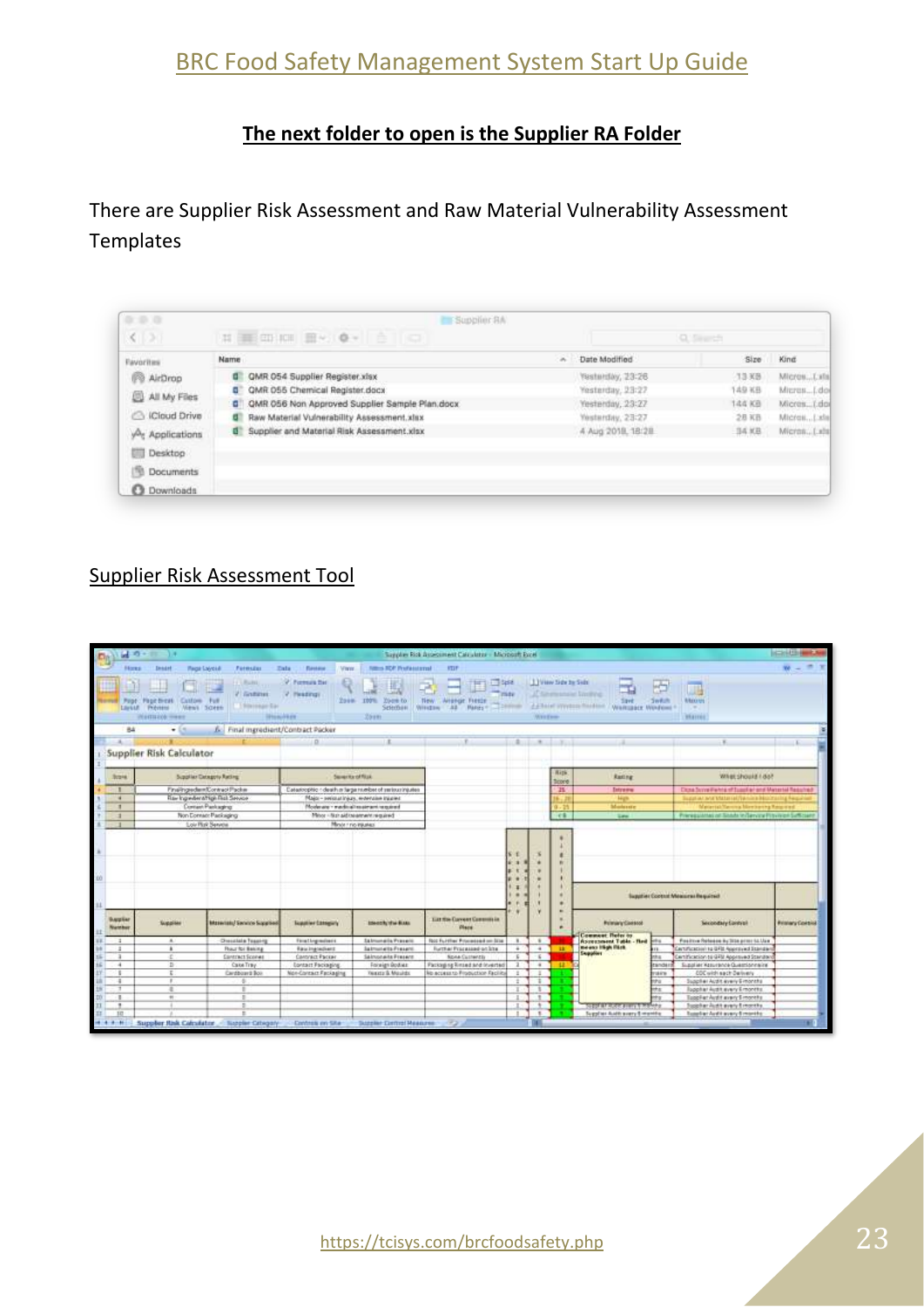## The next folder to open is the Supplier RA Folder

There are Supplier Risk Assessment and Raw Material Vulnerability Assessment Templates

## Supplier Risk Assessment Tool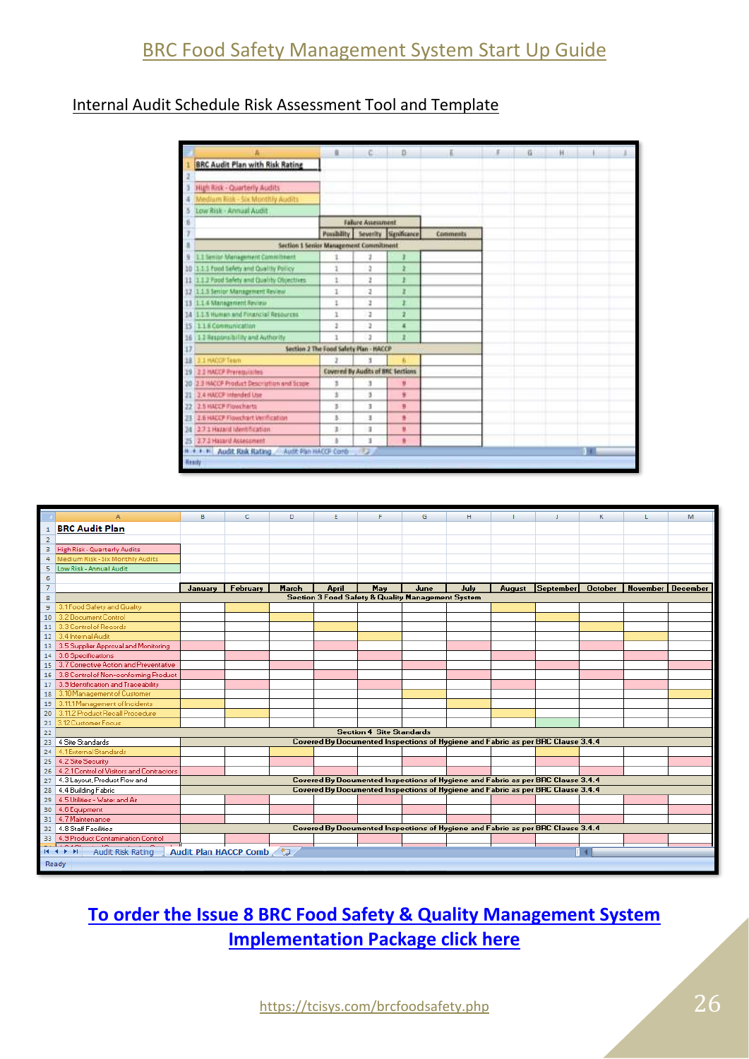# BRC Food Safety Management System Start Up Guide

## Internal Audit Schedule Risk Assessment Tool and Template

**BRC Audit Plan with Risk Rating**

High Risk - Quarterly Audits

Medium Risk - Six Monthly Audits

Low Risk - Annual Audit

| | Failure Assessment | | | |
|---|---|---|---|---|
| | Possibility | Severity | Significance | Comments |
| **Section 1 Senior Management Commitment** | | | | |
| 1.1 Senior Management Commitment | 1 | 2 | 2 | |
| 1.1.1 Food Safety and Quality Policy | 1 | 2 | 2 | |
| 1.1.2 Food Safety and Quality Objectives | 1 | 2 | 2 | |
| 1.1.3 Senior Management Review | 1 | 2 | 2 | |
| 1.1.4 Management Review | 1 | 2 | 2 | |
| 1.1.5 Human and Financial Resources | 1 | 2 | 2 | |
| 1.1.6 Communication | 2 | 2 | 4 | |
| 1.2 Responsibility and Authority | 1 | 2 | 2 | |
| **Section 2 The Food Safety Plan - HACCP** | | | | |
| 2.1 HACCP Team | 2 | 3 | 6 | |
| 2.2 HACCP Prerequisites | Covered By Audits of BRC Sections | | | |
| 2.3 HACCP Product Description and Scope | 3 | 3 | 9 | |
| 2.4 HACCP Intended Use | 3 | 3 | 9 | |
| 2.5 HACCP Flowcharts | 3 | 3 | 9 | |
| 2.6 HACCP Flowchart Verification | 3 | 3 | 9 | |
| 2.7.1 Hazard Identification | 3 | 3 | 9 | |
| 2.7.2 Hazard Assessment | 3 | 3 | 9 | |

Audit Risk Rating | Audit Plan HACCP Comb

**BRC Audit Plan**

High Risk - Quarterly Audits

Medium Risk - Six Monthly Audits

Low Risk - Annual Audit

| | January | February | March | April | May | June | July | August | September | October | November | December |
|---|---|---|---|---|---|---|---|---|---|---|---|---|
| **Section 3 Food Safety & Quality Management System** | | | | | | | | | | | | |
| 3.1 Food Safety and Quality | | | | | | | | | | | | |
| 3.2 Document Control | | | | | | | | | | | | |
| 3.3 Control of Records | | | | | | | | | | | | |
| 3.4 Internal Audit | | | | | | | | | | | | |
| 3.5 Supplier Approval and Monitoring | | | | | | | | | | | | |
| 3.6 Specifications | | | | | | | | | | | | |
| 3.7 Corrective Action and Preventative | | | | | | | | | | | | |
| 3.8 Control of Non-conforming Product | | | | | | | | | | | | |
| 3.9 Identification and Traceability | | | | | | | | | | | | |
| 3.10 Management of Customer | | | | | | | | | | | | |
| 3.11.1 Management of Incidents | | | | | | | | | | | | |
| 3.11.2 Product Recall Procedure | | | | | | | | | | | | |
| 3.12 Customer Focus | | | | | | | | | | | | |
| **Section 4 Site Standards** | | | | | | | | | | | | |
| 4 Site Standards | Covered By Documented Inspections of Hygiene and Fabric as per BRC Clause 3.4.4 | | | | | | | | | | | |
| 4.1 External Standards | | | | | | | | | | | | |
| 4.2 Site Security | | | | | | | | | | | | |
| 4.2.1 Control of Visitors and Contractors | | | | | | | | | | | | |
| 4.3 Layout, Product Flow and | Covered By Documented Inspections of Hygiene and Fabric as per BRC Clause 3.4.4 | | | | | | | | | | | |
| 4.4 Building Fabric | Covered By Documented Inspections of Hygiene and Fabric as per BRC Clause 3.4.4 | | | | | | | | | | | |
| 4.5 Utilities - Water and Air | | | | | | | | | | | | |
| 4.6 Equipment | | | | | | | | | | | | |
| 4.7 Maintenance | | | | | | | | | | | | |
| 4.8 Staff Facilities | Covered By Documented Inspections of Hygiene and Fabric as per BRC Clause 3.4.4 | | | | | | | | | | | |
| 4.9 Product Contamination Control | | | | | | | | | | | | |

Audit Risk Rating | Audit Plan HACCP Comb

**To order the Issue 8 BRC Food Safety & Quality Management System Implementation Package click here**

https://tcisys.com/brcfoodsafety.php